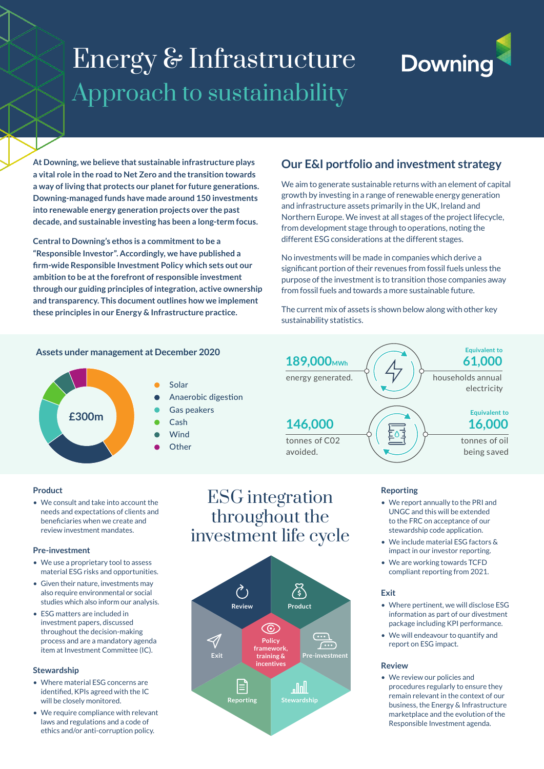# Energy & Infrastructure

## Approach to sustainability

**At Downing, we believe that sustainable infrastructure plays a vital role in the road to Net Zero and the transition towards a way of living that protects our planet for future generations. Downing-managed funds have made around 150 investments into renewable energy generation projects over the past decade, and sustainable investing has been a long-term focus.**

**Central to Downing's ethos is a commitment to be a "Responsible Investor". Accordingly, we have published a firm-wide Responsible Investment Policy which sets out our ambition to be at the forefront of responsible investment through our guiding principles of integration, active ownership and transparency. This document outlines how we implement these principles in our Energy & Infrastructure practice.**

## Our E&I portfolio and investment strategy

We aim to generate sustainable returns with an element of capital growth by investing in a range of renewable energy generation and infrastructure assets primarily in the UK, Ireland and Northern Europe. We invest at all stages of the project lifecycle, from development stage through to operations, noting the different ESG considerations at the different stages.

No investments will be made in companies which derive a significant portion of their revenues from fossil fuels unless the purpose of the investment is to transition those companies away from fossil fuels and towards a more sustainable future.

The current mix of assets is shown below along with other key sustainability statistics.

### Assets under management at December 2020

£300m

- Solar
- Anaerobic digestion
- Gas peakers
- Cash
- Wind
- Other

**189,000MWh** energy generated. Equivalent to **61,000** households annual electricity

**146,000** tonnes of C02 avoided. Equivalent to **16,000** tonnes of oil being saved

## ESG integration throughout the investment life cycle

Review · Product · Pre-investment · Stewardship · Reporting · Exit · Policy framework, training & incentives

### Product

- We consult and take into account the needs and expectations of clients and beneficiaries when we create and review investment mandates.

### Pre-investment

- We use a proprietary tool to assess material ESG risks and opportunities.
- Given their nature, investments may also require environmental or social studies which also inform our analysis.
- ESG matters are included in investment papers, discussed throughout the decision-making process and are a mandatory agenda item at Investment Committee (IC).

### Stewardship

- Where material ESG concerns are identified, KPIs agreed with the IC will be closely monitored.
- We require compliance with relevant laws and regulations and a code of ethics and/or anti-corruption policy.

### Reporting

- We report annually to the PRI and UNGC and this will be extended to the FRC on acceptance of our stewardship code application.
- We include material ESG factors & impact in our investor reporting.
- We are working towards TCFD compliant reporting from 2021.

### Exit

- Where pertinent, we will disclose ESG information as part of our divestment package including KPI performance.
- We will endeavour to quantify and report on ESG impact.

### Review

- We review our policies and procedures regularly to ensure they remain relevant in the context of our business, the Energy & Infrastructure marketplace and the evolution of the Responsible Investment agenda.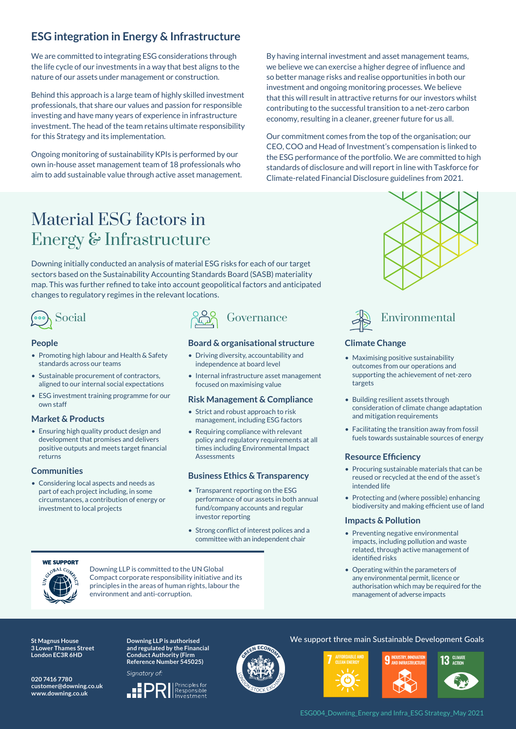## ESG integration in Energy & Infrastructure

We are committed to integrating ESG considerations through the life cycle of our investments in a way that best aligns to the nature of our assets under management or construction.

Behind this approach is a large team of highly skilled investment professionals, that share our values and passion for responsible investing and have many years of experience in infrastructure investment. The head of the team retains ultimate responsibility for this Strategy and its implementation.

Ongoing monitoring of sustainability KPIs is performed by our own in-house asset management team of 18 professionals who aim to add sustainable value through active asset management.

By having internal investment and asset management teams, we believe we can exercise a higher degree of influence and so better manage risks and realise opportunities in both our investment and ongoing monitoring processes. We believe that this will result in attractive returns for our investors whilst contributing to the successful transition to a net-zero carbon economy, resulting in a cleaner, greener future for us all.

Our commitment comes from the top of the organisation; our CEO, COO and Head of Investment's compensation is linked to the ESG performance of the portfolio. We are committed to high standards of disclosure and will report in line with Taskforce for Climate-related Financial Disclosure guidelines from 2021.

# Material ESG factors in Energy & Infrastructure

Downing initially conducted an analysis of material ESG risks for each of our target sectors based on the Sustainability Accounting Standards Board (SASB) materiality map. This was further refined to take into account geopolitical factors and anticipated changes to regulatory regimes in the relevant locations.

## Social

### People

- Promoting high labour and Health & Safety standards across our teams
- Sustainable procurement of contractors, aligned to our internal social expectations
- ESG investment training programme for our own staff

### Market & Products

- Ensuring high quality product design and development that promises and delivers positive outputs and meets target financial returns

### Communities

- Considering local aspects and needs as part of each project including, in some circumstances, a contribution of energy or investment to local projects

## Governance

### Board & organisational structure

- Driving diversity, accountability and independence at board level
- Internal infrastructure asset management focused on maximising value

### Risk Management & Compliance

- Strict and robust approach to risk management, including ESG factors
- Requiring compliance with relevant policy and regulatory requirements at all times including Environmental Impact Assessments

### Business Ethics & Transparency

- Transparent reporting on the ESG performance of our assets in both annual fund/company accounts and regular investor reporting
- Strong conflict of interest polices and a committee with an independent chair

## Environmental

### Climate Change

- Maximising positive sustainability outcomes from our operations and supporting the achievement of net-zero targets
- Building resilient assets through consideration of climate change adaptation and mitigation requirements
- Facilitating the transition away from fossil fuels towards sustainable sources of energy

### Resource Efficiency

- Procuring sustainable materials that can be reused or recycled at the end of the asset's intended life
- Protecting and (where possible) enhancing biodiversity and making efficient use of land

### Impacts & Pollution

- Preventing negative environmental impacts, including pollution and waste related, through active management of identified risks
- Operating within the parameters of any environmental permit, licence or authorisation which may be required for the management of adverse impacts

WE SUPPORT

Downing LLP is committed to the UN Global Compact corporate responsibility initiative and its principles in the areas of human rights, labour the environment and anti-corruption.

**St Magnus House**
**3 Lower Thames Street**
**London EC3R 6HD**

**020 7416 7780**
**customer@downing.co.uk**
**www.downing.co.uk**

**Downing LLP is authorised and regulated by the Financial Conduct Authority (Firm Reference Number 545025)**

*Signatory of:*

PRI Principles for Responsible Investment

We support three main Sustainable Development Goals

7 AFFORDABLE AND CLEAN ENERGY

9 INDUSTRY, INNOVATION AND INFRASTRUCTURE

13 CLIMATE ACTION

ESG004_Downing_Energy and Infra_ESG Strategy_May 2021